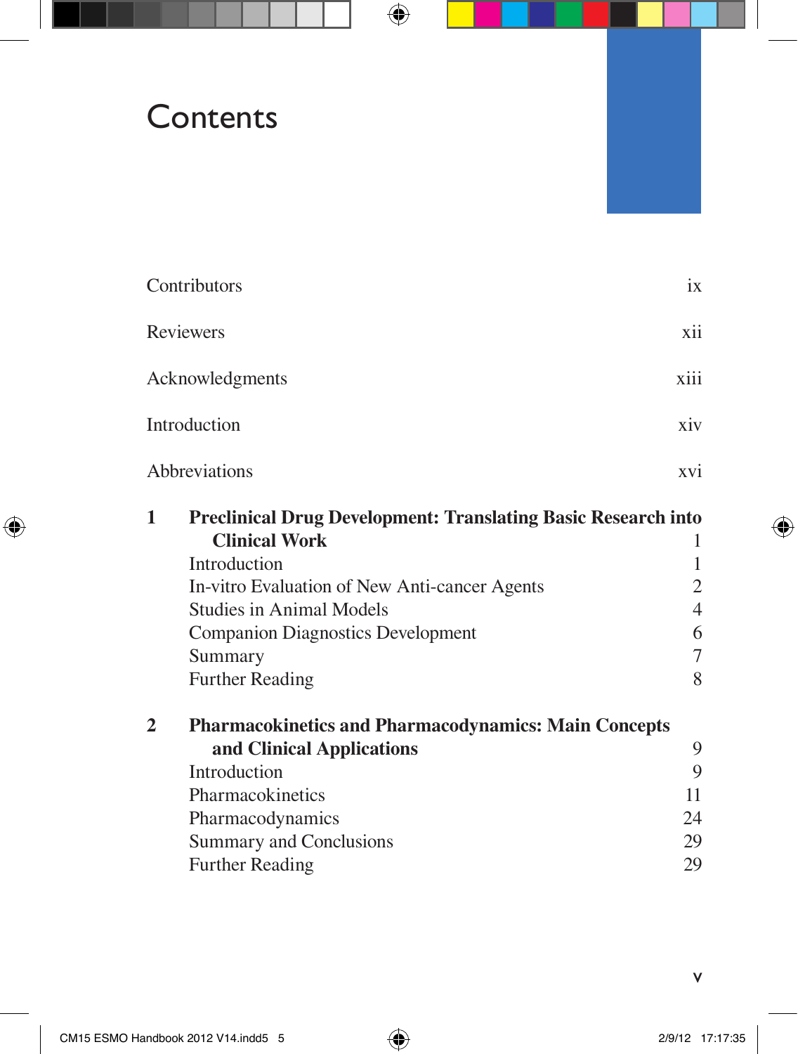# Contents

Contributors ix

Reviewers xii

Acknowledgments xiii

Introduction xiv

Abbreviations xvi

**1 Preclinical Drug Development: Translating Basic Research into Clinical Work** 1

- Introduction 1
- In-vitro Evaluation of New Anti-cancer Agents 2
- Studies in Animal Models 4
- Companion Diagnostics Development 6
- Summary 7
- Further Reading 8

**2 Pharmacokinetics and Pharmacodynamics: Main Concepts and Clinical Applications** 9

- Introduction 9
- Pharmacokinetics 11
- Pharmacodynamics 24
- Summary and Conclusions 29
- Further Reading 29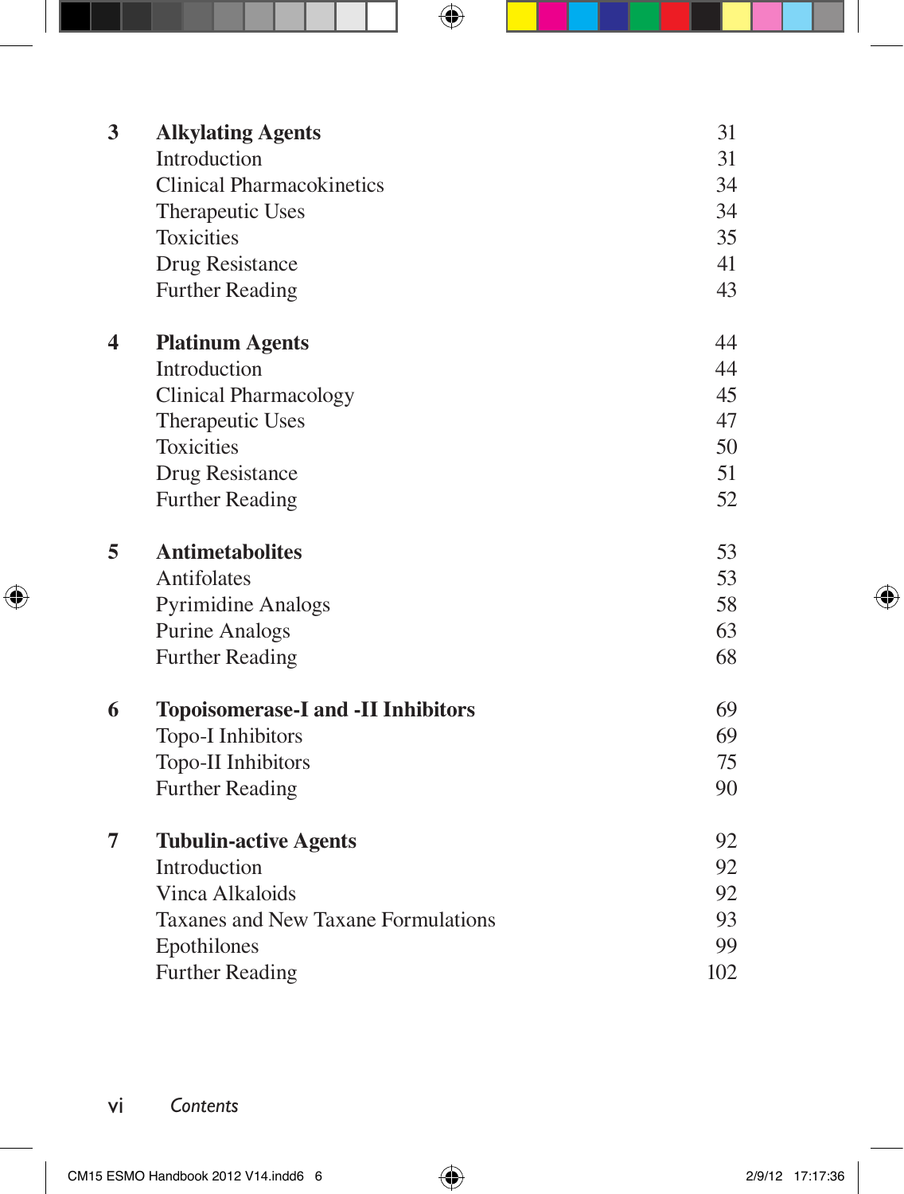| | | |
|---|---|---|
| **3** | **Alkylating Agents** | 31 |
| | Introduction | 31 |
| | Clinical Pharmacokinetics | 34 |
| | Therapeutic Uses | 34 |
| | Toxicities | 35 |
| | Drug Resistance | 41 |
| | Further Reading | 43 |
| **4** | **Platinum Agents** | 44 |
| | Introduction | 44 |
| | Clinical Pharmacology | 45 |
| | Therapeutic Uses | 47 |
| | Toxicities | 50 |
| | Drug Resistance | 51 |
| | Further Reading | 52 |
| **5** | **Antimetabolites** | 53 |
| | Antifolates | 53 |
| | Pyrimidine Analogs | 58 |
| | Purine Analogs | 63 |
| | Further Reading | 68 |
| **6** | **Topoisomerase-I and -II Inhibitors** | 69 |
| | Topo-I Inhibitors | 69 |
| | Topo-II Inhibitors | 75 |
| | Further Reading | 90 |
| **7** | **Tubulin-active Agents** | 92 |
| | Introduction | 92 |
| | Vinca Alkaloids | 92 |
| | Taxanes and New Taxane Formulations | 93 |
| | Epothilones | 99 |
| | Further Reading | 102 |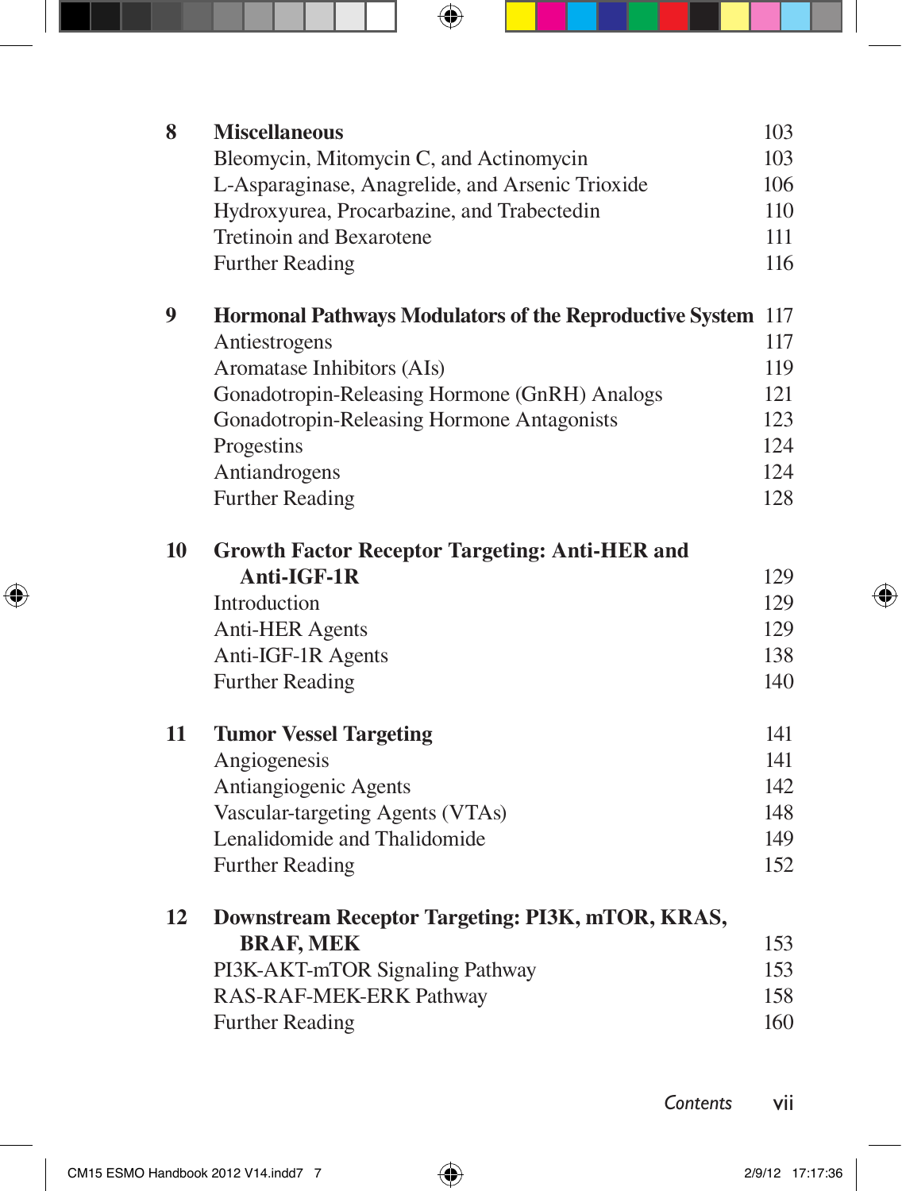| | | |
|---|---|---|
| **8** | **Miscellaneous** | 103 |
| | Bleomycin, Mitomycin C, and Actinomycin | 103 |
| | L-Asparaginase, Anagrelide, and Arsenic Trioxide | 106 |
| | Hydroxyurea, Procarbazine, and Trabectedin | 110 |
| | Tretinoin and Bexarotene | 111 |
| | Further Reading | 116 |
| **9** | **Hormonal Pathways Modulators of the Reproductive System** | 117 |
| | Antiestrogens | 117 |
| | Aromatase Inhibitors (AIs) | 119 |
| | Gonadotropin-Releasing Hormone (GnRH) Analogs | 121 |
| | Gonadotropin-Releasing Hormone Antagonists | 123 |
| | Progestins | 124 |
| | Antiandrogens | 124 |
| | Further Reading | 128 |
| **10** | **Growth Factor Receptor Targeting: Anti-HER and Anti-IGF-1R** | 129 |
| | Introduction | 129 |
| | Anti-HER Agents | 129 |
| | Anti-IGF-1R Agents | 138 |
| | Further Reading | 140 |
| **11** | **Tumor Vessel Targeting** | 141 |
| | Angiogenesis | 141 |
| | Antiangiogenic Agents | 142 |
| | Vascular-targeting Agents (VTAs) | 148 |
| | Lenalidomide and Thalidomide | 149 |
| | Further Reading | 152 |
| **12** | **Downstream Receptor Targeting: PI3K, mTOR, KRAS, BRAF, MEK** | 153 |
| | PI3K-AKT-mTOR Signaling Pathway | 153 |
| | RAS-RAF-MEK-ERK Pathway | 158 |
| | Further Reading | 160 |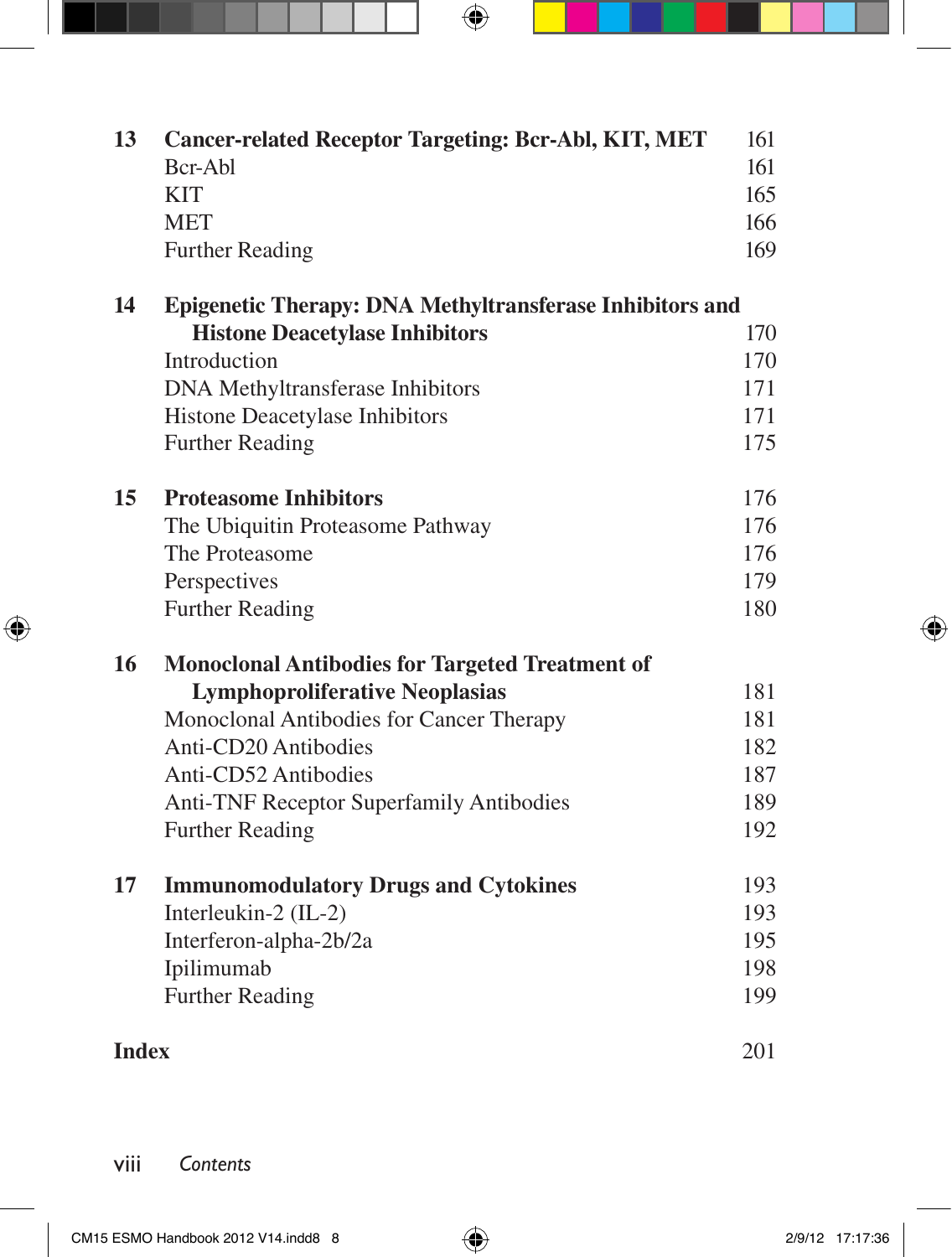| | | |
|---|---|---|
| **13** | **Cancer-related Receptor Targeting: Bcr-Abl, KIT, MET** | 161 |
| | Bcr-Abl | 161 |
| | KIT | 165 |
| | MET | 166 |
| | Further Reading | 169 |
| **14** | **Epigenetic Therapy: DNA Methyltransferase Inhibitors and Histone Deacetylase Inhibitors** | 170 |
| | Introduction | 170 |
| | DNA Methyltransferase Inhibitors | 171 |
| | Histone Deacetylase Inhibitors | 171 |
| | Further Reading | 175 |
| **15** | **Proteasome Inhibitors** | 176 |
| | The Ubiquitin Proteasome Pathway | 176 |
| | The Proteasome | 176 |
| | Perspectives | 179 |
| | Further Reading | 180 |
| **16** | **Monoclonal Antibodies for Targeted Treatment of Lymphoproliferative Neoplasias** | 181 |
| | Monoclonal Antibodies for Cancer Therapy | 181 |
| | Anti-CD20 Antibodies | 182 |
| | Anti-CD52 Antibodies | 187 |
| | Anti-TNF Receptor Superfamily Antibodies | 189 |
| | Further Reading | 192 |
| **17** | **Immunomodulatory Drugs and Cytokines** | 193 |
| | Interleukin-2 (IL-2) | 193 |
| | Interferon-alpha-2b/2a | 195 |
| | Ipilimumab | 198 |
| | Further Reading | 199 |
| **Index** | | 201 |